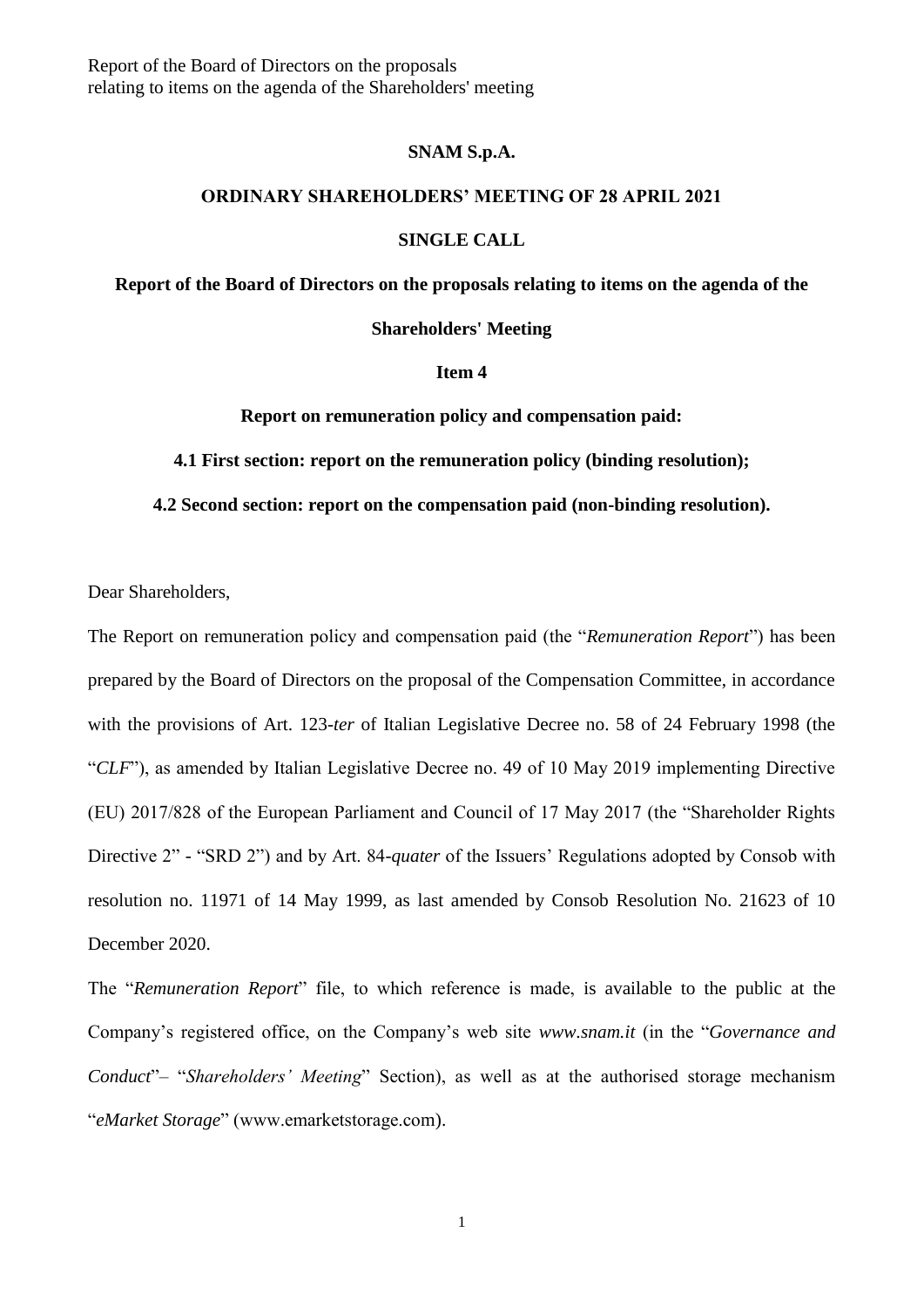Report of the Board of Directors on the proposals
relating to items on the agenda of the Shareholders' meeting

**SNAM S.p.A.**

**ORDINARY SHAREHOLDERS' MEETING OF 28 APRIL 2021**

**SINGLE CALL**

**Report of the Board of Directors on the proposals relating to items on the agenda of the Shareholders' Meeting**

**Item 4**

**Report on remuneration policy and compensation paid:**

**4.1 First section: report on the remuneration policy (binding resolution);**

**4.2 Second section: report on the compensation paid (non-binding resolution).**

Dear Shareholders,

The Report on remuneration policy and compensation paid (the "*Remuneration Report*") has been prepared by the Board of Directors on the proposal of the Compensation Committee, in accordance with the provisions of Art. 123-*ter* of Italian Legislative Decree no. 58 of 24 February 1998 (the "*CLF*"), as amended by Italian Legislative Decree no. 49 of 10 May 2019 implementing Directive (EU) 2017/828 of the European Parliament and Council of 17 May 2017 (the "Shareholder Rights Directive 2" - "SRD 2") and by Art. 84-*quater* of the Issuers' Regulations adopted by Consob with resolution no. 11971 of 14 May 1999, as last amended by Consob Resolution No. 21623 of 10 December 2020.

The "*Remuneration Report*" file, to which reference is made, is available to the public at the Company's registered office, on the Company's web site *www.snam.it* (in the "*Governance and Conduct*"– "*Shareholders' Meeting*" Section), as well as at the authorised storage mechanism "*eMarket Storage*" (www.emarketstorage.com).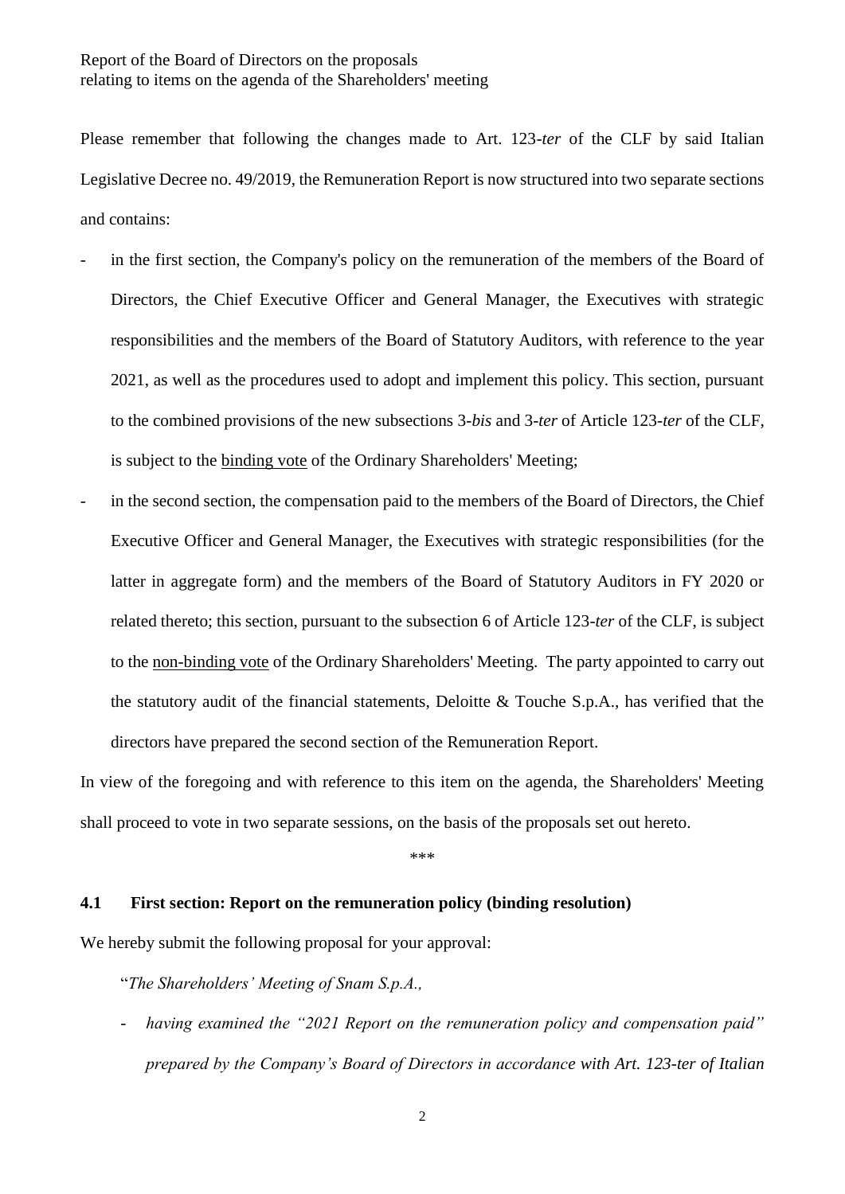Please remember that following the changes made to Art. 123-*ter* of the CLF by said Italian Legislative Decree no. 49/2019, the Remuneration Report is now structured into two separate sections and contains:

- in the first section, the Company's policy on the remuneration of the members of the Board of Directors, the Chief Executive Officer and General Manager, the Executives with strategic responsibilities and the members of the Board of Statutory Auditors, with reference to the year 2021, as well as the procedures used to adopt and implement this policy. This section, pursuant to the combined provisions of the new subsections 3-*bis* and 3-*ter* of Article 123-*ter* of the CLF, is subject to the binding vote of the Ordinary Shareholders' Meeting;
- in the second section, the compensation paid to the members of the Board of Directors, the Chief Executive Officer and General Manager, the Executives with strategic responsibilities (for the latter in aggregate form) and the members of the Board of Statutory Auditors in FY 2020 or related thereto; this section, pursuant to the subsection 6 of Article 123-*ter* of the CLF, is subject to the non-binding vote of the Ordinary Shareholders' Meeting. The party appointed to carry out the statutory audit of the financial statements, Deloitte & Touche S.p.A., has verified that the directors have prepared the second section of the Remuneration Report.

In view of the foregoing and with reference to this item on the agenda, the Shareholders' Meeting shall proceed to vote in two separate sessions, on the basis of the proposals set out hereto.

\*\*\*

### 4.1 First section: Report on the remuneration policy (binding resolution)

We hereby submit the following proposal for your approval:

"*The Shareholders' Meeting of Snam S.p.A.,*

- *having examined the "2021 Report on the remuneration policy and compensation paid" prepared by the Company's Board of Directors in accordance with Art. 123-ter of Italian*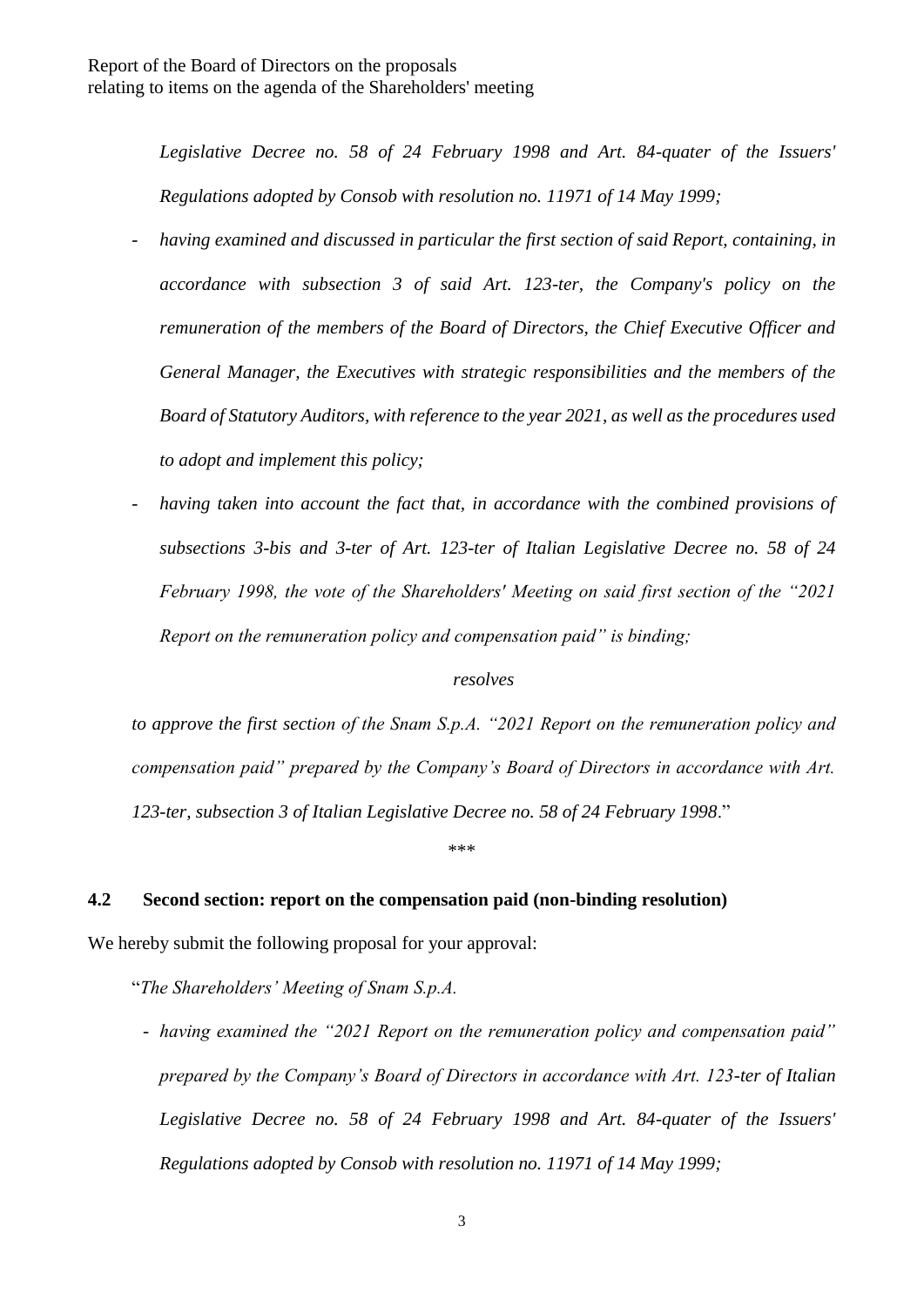*Legislative Decree no. 58 of 24 February 1998 and Art. 84-quater of the Issuers' Regulations adopted by Consob with resolution no. 11971 of 14 May 1999;*

- *having examined and discussed in particular the first section of said Report, containing, in accordance with subsection 3 of said Art. 123-ter, the Company's policy on the remuneration of the members of the Board of Directors, the Chief Executive Officer and General Manager, the Executives with strategic responsibilities and the members of the Board of Statutory Auditors, with reference to the year 2021, as well as the procedures used to adopt and implement this policy;*
- *having taken into account the fact that, in accordance with the combined provisions of subsections 3-bis and 3-ter of Art. 123-ter of Italian Legislative Decree no. 58 of 24 February 1998, the vote of the Shareholders' Meeting on said first section of the "2021 Report on the remuneration policy and compensation paid" is binding;*

*resolves*

*to approve the first section of the Snam S.p.A. "2021 Report on the remuneration policy and compensation paid" prepared by the Company's Board of Directors in accordance with Art. 123-ter, subsection 3 of Italian Legislative Decree no. 58 of 24 February 1998*."

\*\*\*

**4.2 Second section: report on the compensation paid (non-binding resolution)**

We hereby submit the following proposal for your approval:

"*The Shareholders' Meeting of Snam S.p.A.*

- *having examined the "2021 Report on the remuneration policy and compensation paid" prepared by the Company's Board of Directors in accordance with Art. 123-ter of Italian Legislative Decree no. 58 of 24 February 1998 and Art. 84-quater of the Issuers' Regulations adopted by Consob with resolution no. 11971 of 14 May 1999;*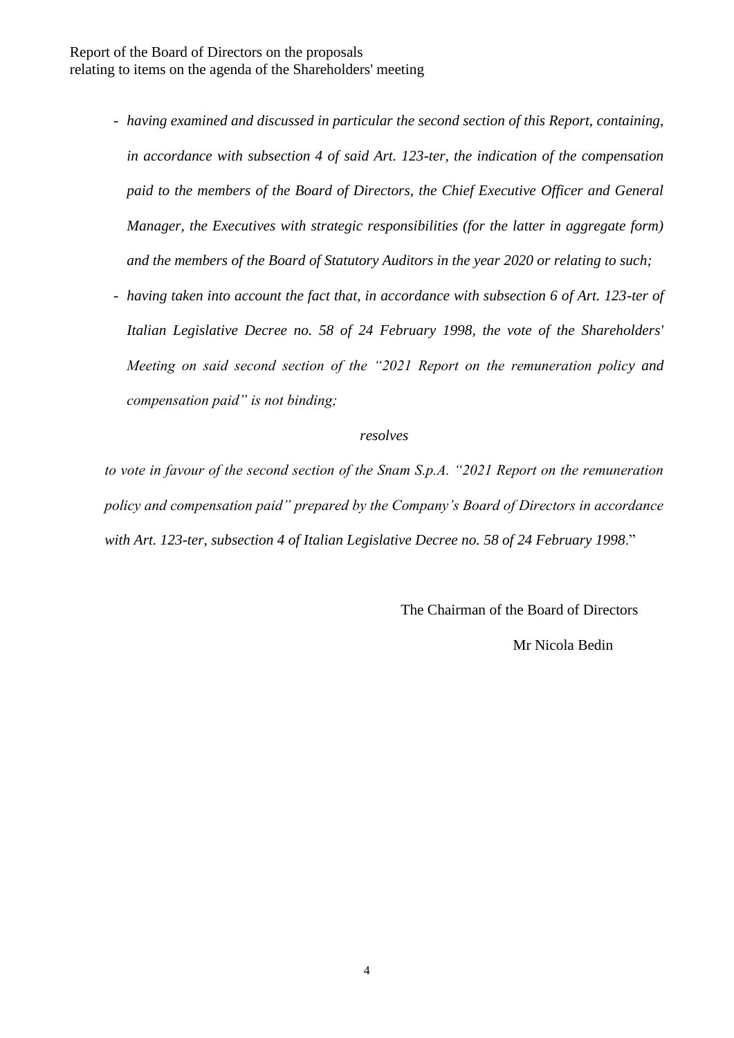- *having examined and discussed in particular the second section of this Report, containing, in accordance with subsection 4 of said Art. 123-ter, the indication of the compensation paid to the members of the Board of Directors, the Chief Executive Officer and General Manager, the Executives with strategic responsibilities (for the latter in aggregate form) and the members of the Board of Statutory Auditors in the year 2020 or relating to such;*
- *having taken into account the fact that, in accordance with subsection 6 of Art. 123-ter of Italian Legislative Decree no. 58 of 24 February 1998, the vote of the Shareholders' Meeting on said second section of the "2021 Report on the remuneration policy and compensation paid" is not binding;*

*resolves*

*to vote in favour of the second section of the Snam S.p.A. "2021 Report on the remuneration policy and compensation paid" prepared by the Company's Board of Directors in accordance with Art. 123-ter, subsection 4 of Italian Legislative Decree no. 58 of 24 February 1998.*"

The Chairman of the Board of Directors

Mr Nicola Bedin